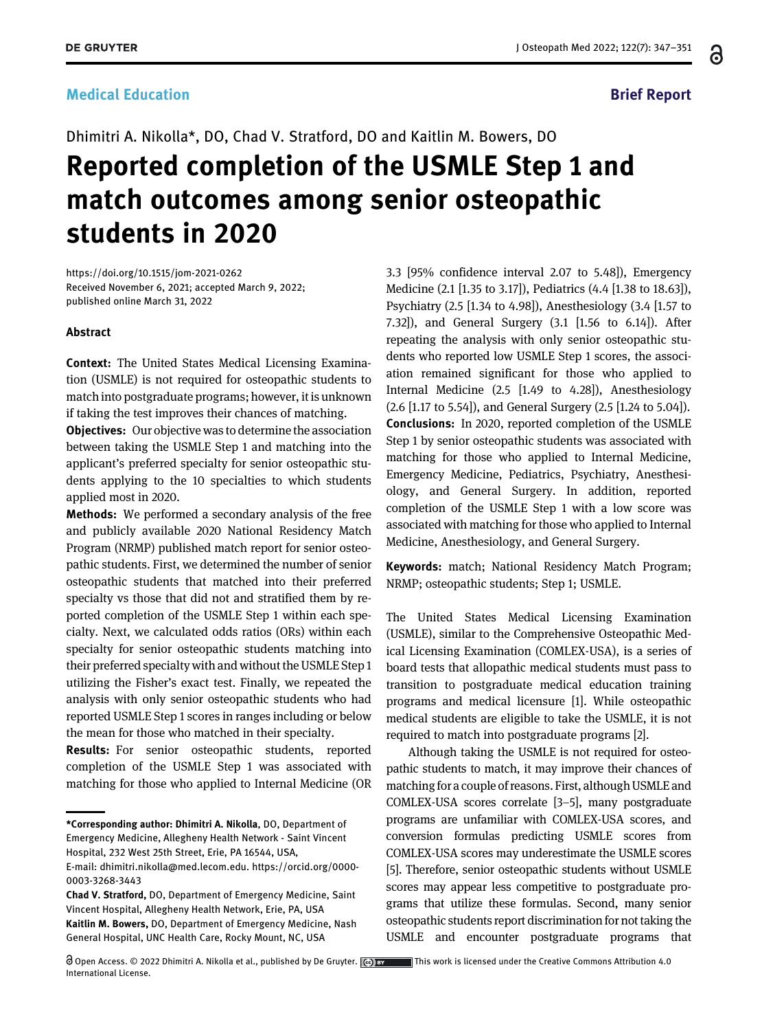## Medical Education

**Brief Report**

Dhimitri A. Nikolla*, DO, Chad V. Stratford, DO and Kaitlin M. Bowers, DO

# Reported completion of the USMLE Step 1 and match outcomes among senior osteopathic students in 2020

https://doi.org/10.1515/jom-2021-0262
Received November 6, 2021; accepted March 9, 2022; published online March 31, 2022

### Abstract

**Context:** The United States Medical Licensing Examination (USMLE) is not required for osteopathic students to match into postgraduate programs; however, it is unknown if taking the test improves their chances of matching.

**Objectives:** Our objective was to determine the association between taking the USMLE Step 1 and matching into the applicant's preferred specialty for senior osteopathic students applying to the 10 specialties to which students applied most in 2020.

**Methods:** We performed a secondary analysis of the free and publicly available 2020 National Residency Match Program (NRMP) published match report for senior osteopathic students. First, we determined the number of senior osteopathic students that matched into their preferred specialty vs those that did not and stratified them by reported completion of the USMLE Step 1 within each specialty. Next, we calculated odds ratios (ORs) within each specialty for senior osteopathic students matching into their preferred specialty with and without the USMLE Step 1 utilizing the Fisher's exact test. Finally, we repeated the analysis with only senior osteopathic students who had reported USMLE Step 1 scores in ranges including or below the mean for those who matched in their specialty.

**Results:** For senior osteopathic students, reported completion of the USMLE Step 1 was associated with matching for those who applied to Internal Medicine (OR 3.3 [95% confidence interval 2.07 to 5.48]), Emergency Medicine (2.1 [1.35 to 3.17]), Pediatrics (4.4 [1.38 to 18.63]), Psychiatry (2.5 [1.34 to 4.98]), Anesthesiology (3.4 [1.57 to 7.32]), and General Surgery (3.1 [1.56 to 6.14]). After repeating the analysis with only senior osteopathic students who reported low USMLE Step 1 scores, the association remained significant for those who applied to Internal Medicine (2.5 [1.49 to 4.28]), Anesthesiology (2.6 [1.17 to 5.54]), and General Surgery (2.5 [1.24 to 5.04]).

**Conclusions:** In 2020, reported completion of the USMLE Step 1 by senior osteopathic students was associated with matching for those who applied to Internal Medicine, Emergency Medicine, Pediatrics, Psychiatry, Anesthesiology, and General Surgery. In addition, reported completion of the USMLE Step 1 with a low score was associated with matching for those who applied to Internal Medicine, Anesthesiology, and General Surgery.

**Keywords:** match; National Residency Match Program; NRMP; osteopathic students; Step 1; USMLE.

The United States Medical Licensing Examination (USMLE), similar to the Comprehensive Osteopathic Medical Licensing Examination (COMLEX-USA), is a series of board tests that allopathic medical students must pass to transition to postgraduate medical education training programs and medical licensure [1]. While osteopathic medical students are eligible to take the USMLE, it is not required to match into postgraduate programs [2].

Although taking the USMLE is not required for osteopathic students to match, it may improve their chances of matching for a couple of reasons. First, although USMLE and COMLEX-USA scores correlate [3–5], many postgraduate programs are unfamiliar with COMLEX-USA scores, and conversion formulas predicting USMLE scores from COMLEX-USA scores may underestimate the USMLE scores [5]. Therefore, senior osteopathic students without USMLE scores may appear less competitive to postgraduate programs that utilize these formulas. Second, many senior osteopathic students report discrimination for not taking the USMLE and encounter postgraduate programs that

---

***Corresponding author: Dhimitri A. Nikolla**, DO, Department of Emergency Medicine, Allegheny Health Network - Saint Vincent Hospital, 232 West 25th Street, Erie, PA 16544, USA, E-mail: dhimitri.nikolla@med.lecom.edu. https://orcid.org/0000-0003-3268-3443

**Chad V. Stratford**, DO, Department of Emergency Medicine, Saint Vincent Hospital, Allegheny Health Network, Erie, PA, USA

**Kaitlin M. Bowers**, DO, Department of Emergency Medicine, Nash General Hospital, UNC Health Care, Rocky Mount, NC, USA

Open Access. © 2022 Dhimitri A. Nikolla et al., published by De Gruyter. This work is licensed under the Creative Commons Attribution 4.0 International License.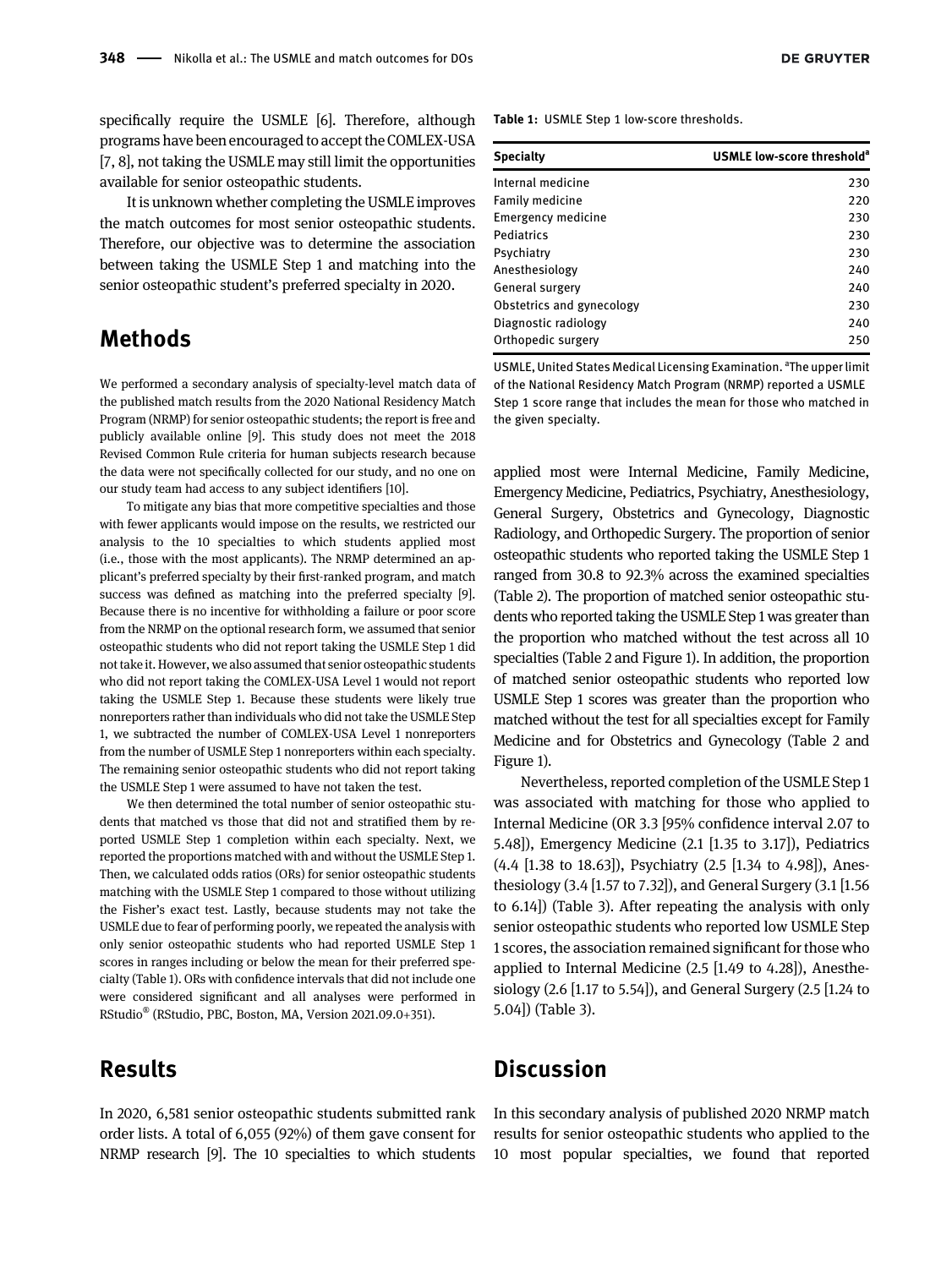specifically require the USMLE [6]. Therefore, although programs have been encouraged to accept the COMLEX-USA [7, 8], not taking the USMLE may still limit the opportunities available for senior osteopathic students.

It is unknown whether completing the USMLE improves the match outcomes for most senior osteopathic students. Therefore, our objective was to determine the association between taking the USMLE Step 1 and matching into the senior osteopathic student's preferred specialty in 2020.

## Methods

We performed a secondary analysis of specialty-level match data of the published match results from the 2020 National Residency Match Program (NRMP) for senior osteopathic students; the report is free and publicly available online [9]. This study does not meet the 2018 Revised Common Rule criteria for human subjects research because the data were not specifically collected for our study, and no one on our study team had access to any subject identifiers [10].

To mitigate any bias that more competitive specialties and those with fewer applicants would impose on the results, we restricted our analysis to the 10 specialties to which students applied most (i.e., those with the most applicants). The NRMP determined an applicant's preferred specialty by their first-ranked program, and match success was defined as matching into the preferred specialty [9]. Because there is no incentive for withholding a failure or poor score from the NRMP on the optional research form, we assumed that senior osteopathic students who did not report taking the USMLE Step 1 did not take it. However, we also assumed that senior osteopathic students who did not report taking the COMLEX-USA Level 1 would not report taking the USMLE Step 1. Because these students were likely true nonreporters rather than individuals who did not take the USMLE Step 1, we subtracted the number of COMLEX-USA Level 1 nonreporters from the number of USMLE Step 1 nonreporters within each specialty. The remaining senior osteopathic students who did not report taking the USMLE Step 1 were assumed to have not taken the test.

We then determined the total number of senior osteopathic students that matched vs those that did not and stratified them by reported USMLE Step 1 completion within each specialty. Next, we reported the proportions matched with and without the USMLE Step 1. Then, we calculated odds ratios (ORs) for senior osteopathic students matching with the USMLE Step 1 compared to those without utilizing the Fisher's exact test. Lastly, because students may not take the USMLE due to fear of performing poorly, we repeated the analysis with only senior osteopathic students who had reported USMLE Step 1 scores in ranges including or below the mean for their preferred specialty (Table 1). ORs with confidence intervals that did not include one were considered significant and all analyses were performed in RStudio® (RStudio, PBC, Boston, MA, Version 2021.09.0+351).

## Results

In 2020, 6,581 senior osteopathic students submitted rank order lists. A total of 6,055 (92%) of them gave consent for NRMP research [9]. The 10 specialties to which students applied most were Internal Medicine, Family Medicine, Emergency Medicine, Pediatrics, Psychiatry, Anesthesiology, General Surgery, Obstetrics and Gynecology, Diagnostic Radiology, and Orthopedic Surgery. The proportion of senior osteopathic students who reported taking the USMLE Step 1 ranged from 30.8 to 92.3% across the examined specialties (Table 2). The proportion of matched senior osteopathic students who reported taking the USMLE Step 1 was greater than the proportion who matched without the test across all 10 specialties (Table 2 and Figure 1). In addition, the proportion of matched senior osteopathic students who reported low USMLE Step 1 scores was greater than the proportion who matched without the test for all specialties except for Family Medicine and for Obstetrics and Gynecology (Table 2 and Figure 1).

**Table 1:** USMLE Step 1 low-score thresholds.

| Specialty | USMLE low-score threshold[a] |
|---|---|
| Internal medicine | 230 |
| Family medicine | 220 |
| Emergency medicine | 230 |
| Pediatrics | 230 |
| Psychiatry | 230 |
| Anesthesiology | 240 |
| General surgery | 240 |
| Obstetrics and gynecology | 230 |
| Diagnostic radiology | 240 |
| Orthopedic surgery | 250 |

USMLE, United States Medical Licensing Examination. [a]The upper limit of the National Residency Match Program (NRMP) reported a USMLE Step 1 score range that includes the mean for those who matched in the given specialty.

Nevertheless, reported completion of the USMLE Step 1 was associated with matching for those who applied to Internal Medicine (OR 3.3 [95% confidence interval 2.07 to 5.48]), Emergency Medicine (2.1 [1.35 to 3.17]), Pediatrics (4.4 [1.38 to 18.63]), Psychiatry (2.5 [1.34 to 4.98]), Anesthesiology (3.4 [1.57 to 7.32]), and General Surgery (3.1 [1.56 to 6.14]) (Table 3). After repeating the analysis with only senior osteopathic students who reported low USMLE Step 1 scores, the association remained significant for those who applied to Internal Medicine (2.5 [1.49 to 4.28]), Anesthesiology (2.6 [1.17 to 5.54]), and General Surgery (2.5 [1.24 to 5.04]) (Table 3).

## Discussion

In this secondary analysis of published 2020 NRMP match results for senior osteopathic students who applied to the 10 most popular specialties, we found that reported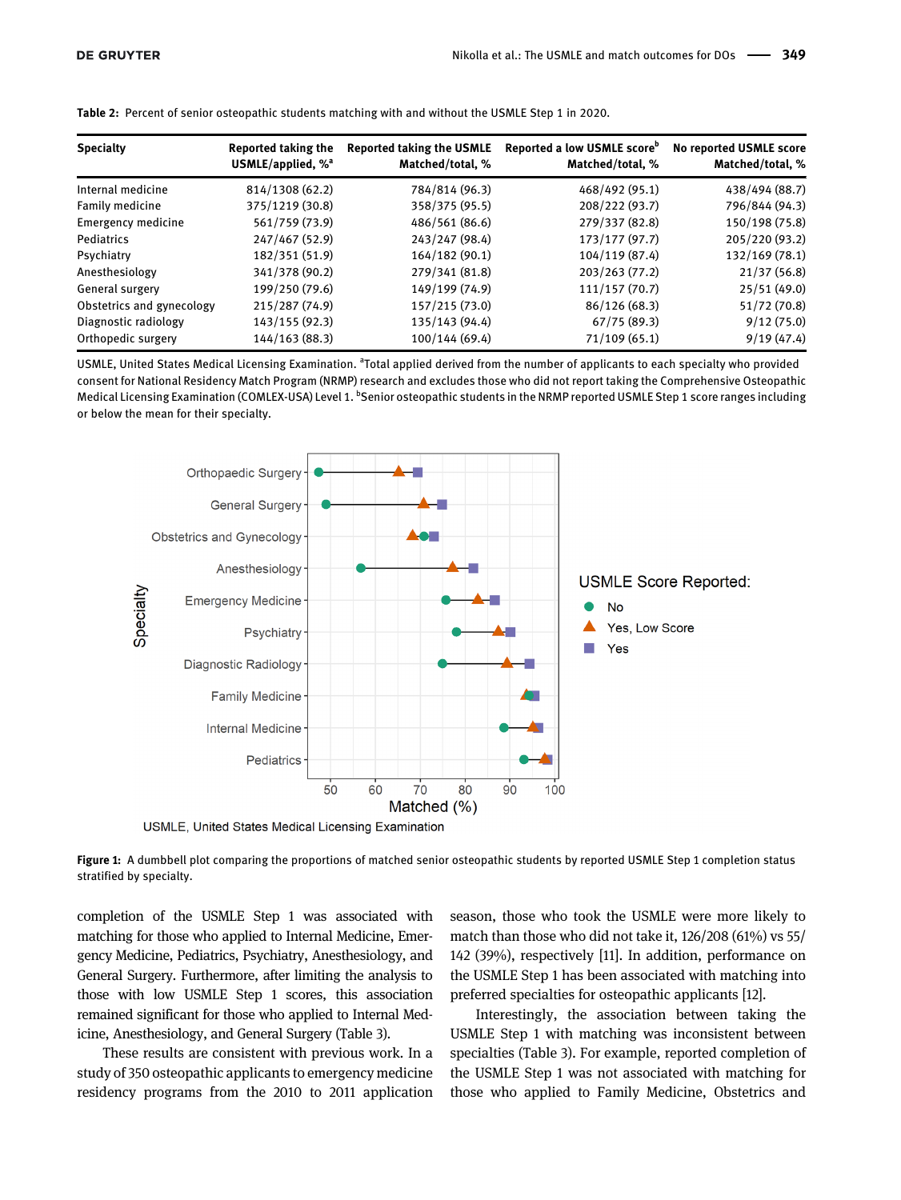**Table 2:** Percent of senior osteopathic students matching with and without the USMLE Step 1 in 2020.

| Specialty | Reported taking the USMLE/applied, %[a] | Reported taking the USMLE Matched/total, % | Reported a low USMLE score[b] Matched/total, % | No reported USMLE score Matched/total, % |
|---|---|---|---|---|
| Internal medicine | 814/1308 (62.2) | 784/814 (96.3) | 468/492 (95.1) | 438/494 (88.7) |
| Family medicine | 375/1219 (30.8) | 358/375 (95.5) | 208/222 (93.7) | 796/844 (94.3) |
| Emergency medicine | 561/759 (73.9) | 486/561 (86.6) | 279/337 (82.8) | 150/198 (75.8) |
| Pediatrics | 247/467 (52.9) | 243/247 (98.4) | 173/177 (97.7) | 205/220 (93.2) |
| Psychiatry | 182/351 (51.9) | 164/182 (90.1) | 104/119 (87.4) | 132/169 (78.1) |
| Anesthesiology | 341/378 (90.2) | 279/341 (81.8) | 203/263 (77.2) | 21/37 (56.8) |
| General surgery | 199/250 (79.6) | 149/199 (74.9) | 111/157 (70.7) | 25/51 (49.0) |
| Obstetrics and gynecology | 215/287 (74.9) | 157/215 (73.0) | 86/126 (68.3) | 51/72 (70.8) |
| Diagnostic radiology | 143/155 (92.3) | 135/143 (94.4) | 67/75 (89.3) | 9/12 (75.0) |
| Orthopedic surgery | 144/163 (88.3) | 100/144 (69.4) | 71/109 (65.1) | 9/19 (47.4) |

USMLE, United States Medical Licensing Examination. [a]Total applied derived from the number of applicants to each specialty who provided consent for National Residency Match Program (NRMP) research and excludes those who did not report taking the Comprehensive Osteopathic Medical Licensing Examination (COMLEX-USA) Level 1. [b]Senior osteopathic students in the NRMP reported USMLE Step 1 score ranges including or below the mean for their specialty.

**Figure 1:** A dumbbell plot comparing the proportions of matched senior osteopathic students by reported USMLE Step 1 completion status stratified by specialty.

completion of the USMLE Step 1 was associated with matching for those who applied to Internal Medicine, Emergency Medicine, Pediatrics, Psychiatry, Anesthesiology, and General Surgery. Furthermore, after limiting the analysis to those with low USMLE Step 1 scores, this association remained significant for those who applied to Internal Medicine, Anesthesiology, and General Surgery (Table 3).

These results are consistent with previous work. In a study of 350 osteopathic applicants to emergency medicine residency programs from the 2010 to 2011 application season, those who took the USMLE were more likely to match than those who did not take it, 126/208 (61%) vs 55/142 (39%), respectively [11]. In addition, performance on the USMLE Step 1 has been associated with matching into preferred specialties for osteopathic applicants [12].

Interestingly, the association between taking the USMLE Step 1 with matching was inconsistent between specialties (Table 3). For example, reported completion of the USMLE Step 1 was not associated with matching for those who applied to Family Medicine, Obstetrics and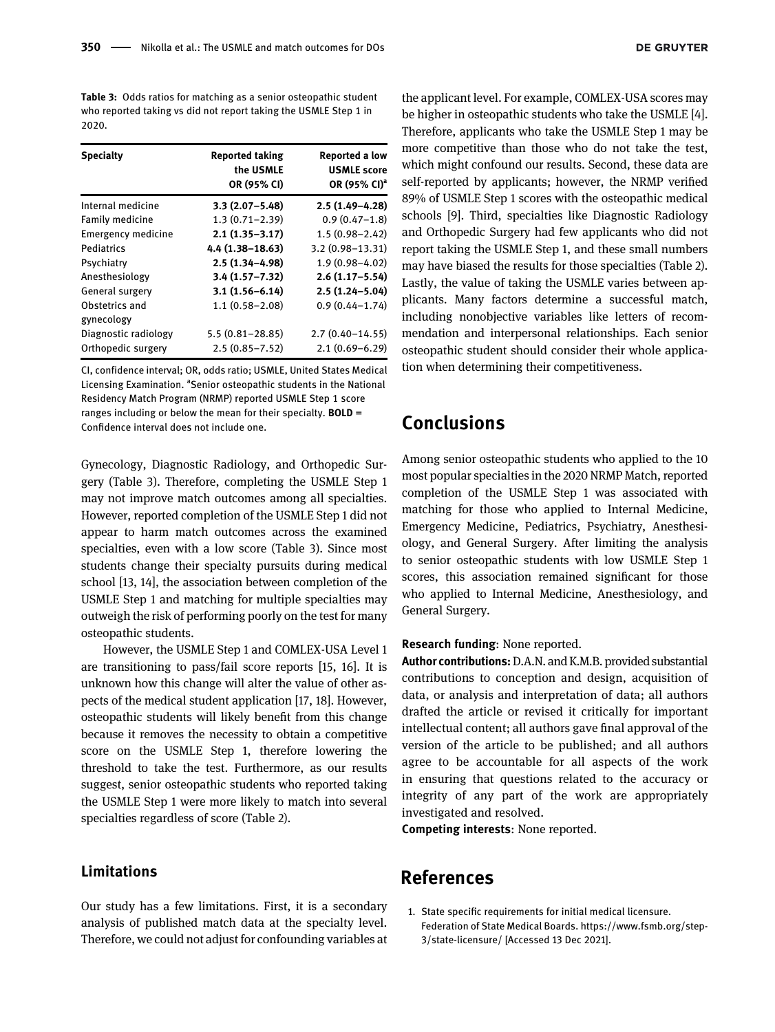**Table 3:** Odds ratios for matching as a senior osteopathic student who reported taking vs did not report taking the USMLE Step 1 in 2020.

| Specialty | Reported taking the USMLE OR (95% CI) | Reported a low USMLE score OR (95% CI)[a] |
|---|---|---|
| Internal medicine | **3.3 (2.07–5.48)** | **2.5 (1.49–4.28)** |
| Family medicine | 1.3 (0.71–2.39) | 0.9 (0.47–1.8) |
| Emergency medicine | **2.1 (1.35–3.17)** | 1.5 (0.98–2.42) |
| Pediatrics | **4.4 (1.38–18.63)** | 3.2 (0.98–13.31) |
| Psychiatry | **2.5 (1.34–4.98)** | 1.9 (0.98–4.02) |
| Anesthesiology | **3.4 (1.57–7.32)** | **2.6 (1.17–5.54)** |
| General surgery | **3.1 (1.56–6.14)** | **2.5 (1.24–5.04)** |
| Obstetrics and gynecology | 1.1 (0.58–2.08) | 0.9 (0.44–1.74) |
| Diagnostic radiology | 5.5 (0.81–28.85) | 2.7 (0.40–14.55) |
| Orthopedic surgery | 2.5 (0.85–7.52) | 2.1 (0.69–6.29) |

CI, confidence interval; OR, odds ratio; USMLE, United States Medical Licensing Examination. [a]Senior osteopathic students in the National Residency Match Program (NRMP) reported USMLE Step 1 score ranges including or below the mean for their specialty. **BOLD** = Confidence interval does not include one.

Gynecology, Diagnostic Radiology, and Orthopedic Surgery (Table 3). Therefore, completing the USMLE Step 1 may not improve match outcomes among all specialties. However, reported completion of the USMLE Step 1 did not appear to harm match outcomes across the examined specialties, even with a low score (Table 3). Since most students change their specialty pursuits during medical school [13, 14], the association between completion of the USMLE Step 1 and matching for multiple specialties may outweigh the risk of performing poorly on the test for many osteopathic students.

However, the USMLE Step 1 and COMLEX-USA Level 1 are transitioning to pass/fail score reports [15, 16]. It is unknown how this change will alter the value of other aspects of the medical student application [17, 18]. However, osteopathic students will likely benefit from this change because it removes the necessity to obtain a competitive score on the USMLE Step 1, therefore lowering the threshold to take the test. Furthermore, as our results suggest, senior osteopathic students who reported taking the USMLE Step 1 were more likely to match into several specialties regardless of score (Table 2).

### Limitations

Our study has a few limitations. First, it is a secondary analysis of published match data at the specialty level. Therefore, we could not adjust for confounding variables at the applicant level. For example, COMLEX-USA scores may be higher in osteopathic students who take the USMLE [4]. Therefore, applicants who take the USMLE Step 1 may be more competitive than those who do not take the test, which might confound our results. Second, these data are self-reported by applicants; however, the NRMP verified 89% of USMLE Step 1 scores with the osteopathic medical schools [9]. Third, specialties like Diagnostic Radiology and Orthopedic Surgery had few applicants who did not report taking the USMLE Step 1, and these small numbers may have biased the results for those specialties (Table 2). Lastly, the value of taking the USMLE varies between applicants. Many factors determine a successful match, including nonobjective variables like letters of recommendation and interpersonal relationships. Each senior osteopathic student should consider their whole application when determining their competitiveness.

## Conclusions

Among senior osteopathic students who applied to the 10 most popular specialties in the 2020 NRMP Match, reported completion of the USMLE Step 1 was associated with matching for those who applied to Internal Medicine, Emergency Medicine, Pediatrics, Psychiatry, Anesthesiology, and General Surgery. After limiting the analysis to senior osteopathic students with low USMLE Step 1 scores, this association remained significant for those who applied to Internal Medicine, Anesthesiology, and General Surgery.

**Research funding**: None reported.

**Author contributions:** D.A.N. and K.M.B. provided substantial contributions to conception and design, acquisition of data, or analysis and interpretation of data; all authors drafted the article or revised it critically for important intellectual content; all authors gave final approval of the version of the article to be published; and all authors agree to be accountable for all aspects of the work in ensuring that questions related to the accuracy or integrity of any part of the work are appropriately investigated and resolved.

**Competing interests**: None reported.

## References

1. State specific requirements for initial medical licensure. Federation of State Medical Boards. https://www.fsmb.org/step-3/state-licensure/ [Accessed 13 Dec 2021].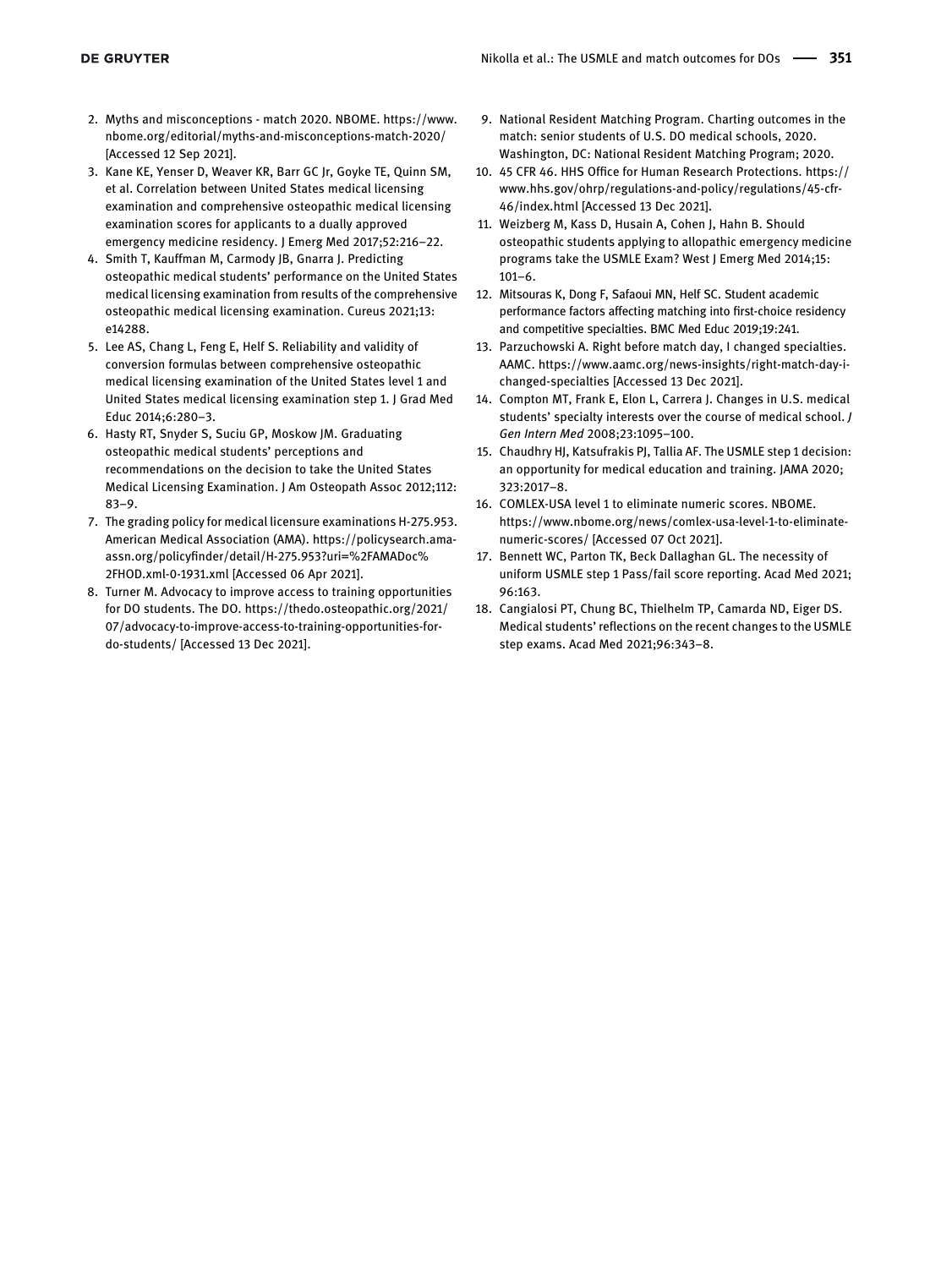2. Myths and misconceptions - match 2020. NBOME. https://www.nbome.org/editorial/myths-and-misconceptions-match-2020/ [Accessed 12 Sep 2021].
3. Kane KE, Yenser D, Weaver KR, Barr GC Jr, Goyke TE, Quinn SM, et al. Correlation between United States medical licensing examination and comprehensive osteopathic medical licensing examination scores for applicants to a dually approved emergency medicine residency. J Emerg Med 2017;52:216–22.
4. Smith T, Kauffman M, Carmody JB, Gnarra J. Predicting osteopathic medical students' performance on the United States medical licensing examination from results of the comprehensive osteopathic medical licensing examination. Cureus 2021;13:e14288.
5. Lee AS, Chang L, Feng E, Helf S. Reliability and validity of conversion formulas between comprehensive osteopathic medical licensing examination of the United States level 1 and United States medical licensing examination step 1. J Grad Med Educ 2014;6:280–3.
6. Hasty RT, Snyder S, Suciu GP, Moskow JM. Graduating osteopathic medical students' perceptions and recommendations on the decision to take the United States Medical Licensing Examination. J Am Osteopath Assoc 2012;112:83–9.
7. The grading policy for medical licensure examinations H-275.953. American Medical Association (AMA). https://policysearch.ama-assn.org/policyfinder/detail/H-275.953?uri=%2FAMADoc%2FHOD.xml-0-1931.xml [Accessed 06 Apr 2021].
8. Turner M. Advocacy to improve access to training opportunities for DO students. The DO. https://thedo.osteopathic.org/2021/07/advocacy-to-improve-access-to-training-opportunities-for-do-students/ [Accessed 13 Dec 2021].
9. National Resident Matching Program. Charting outcomes in the match: senior students of U.S. DO medical schools, 2020. Washington, DC: National Resident Matching Program; 2020.
10. 45 CFR 46. HHS Office for Human Research Protections. https://www.hhs.gov/ohrp/regulations-and-policy/regulations/45-cfr-46/index.html [Accessed 13 Dec 2021].
11. Weizberg M, Kass D, Husain A, Cohen J, Hahn B. Should osteopathic students applying to allopathic emergency medicine programs take the USMLE Exam? West J Emerg Med 2014;15:101–6.
12. Mitsouras K, Dong F, Safaoui MN, Helf SC. Student academic performance factors affecting matching into first-choice residency and competitive specialties. BMC Med Educ 2019;19:241.
13. Parzuchowski A. Right before match day, I changed specialties. AAMC. https://www.aamc.org/news-insights/right-match-day-i-changed-specialties [Accessed 13 Dec 2021].
14. Compton MT, Frank E, Elon L, Carrera J. Changes in U.S. medical students' specialty interests over the course of medical school. *J Gen Intern Med* 2008;23:1095–100.
15. Chaudhry HJ, Katsufrakis PJ, Tallia AF. The USMLE step 1 decision: an opportunity for medical education and training. JAMA 2020;323:2017–8.
16. COMLEX-USA level 1 to eliminate numeric scores. NBOME. https://www.nbome.org/news/comlex-usa-level-1-to-eliminate-numeric-scores/ [Accessed 07 Oct 2021].
17. Bennett WC, Parton TK, Beck Dallaghan GL. The necessity of uniform USMLE step 1 Pass/fail score reporting. Acad Med 2021;96:163.
18. Cangialosi PT, Chung BC, Thielhelm TP, Camarda ND, Eiger DS. Medical students' reflections on the recent changes to the USMLE step exams. Acad Med 2021;96:343–8.